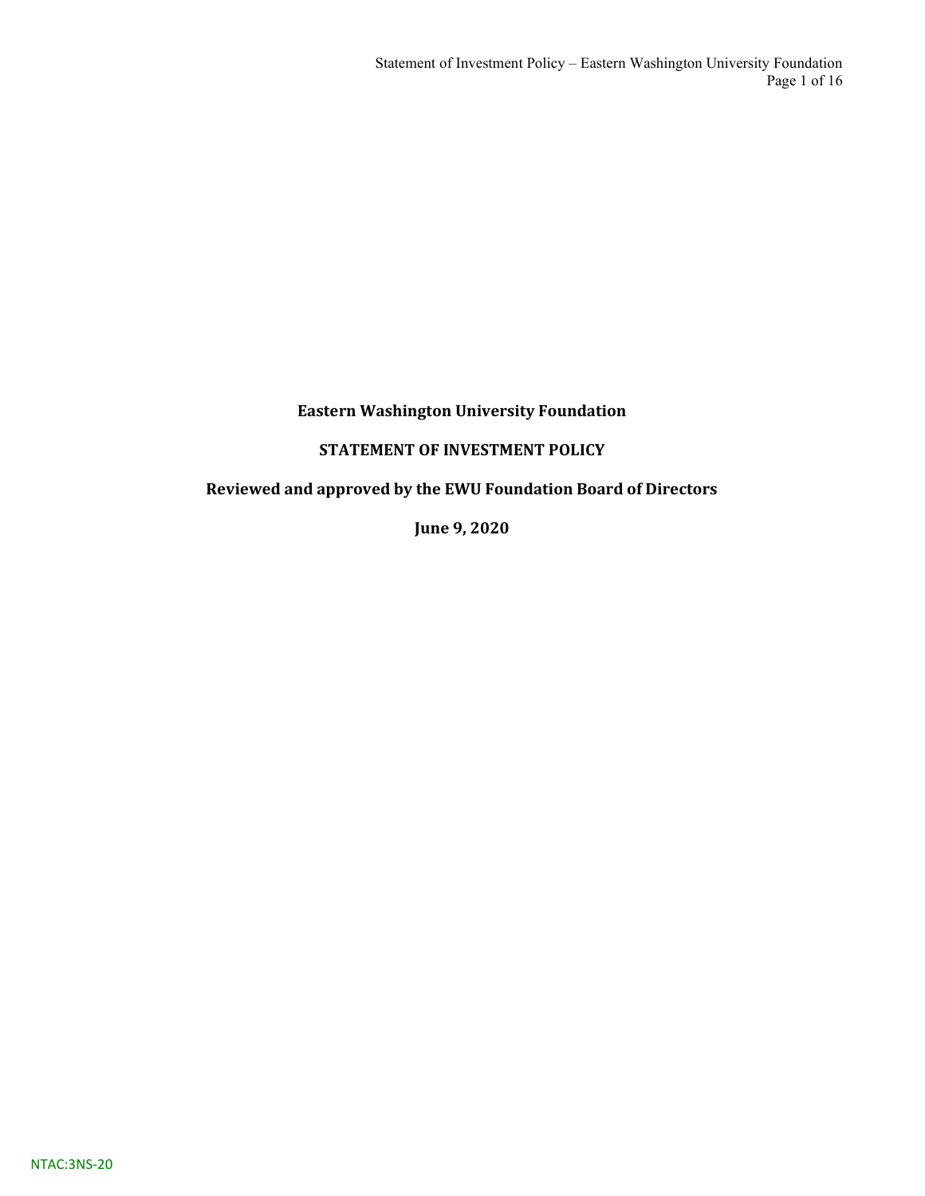# Eastern Washington University Foundation

## STATEMENT OF INVESTMENT POLICY

**Reviewed and approved by the EWU Foundation Board of Directors**

**June 9, 2020**

NTAC:3NS-20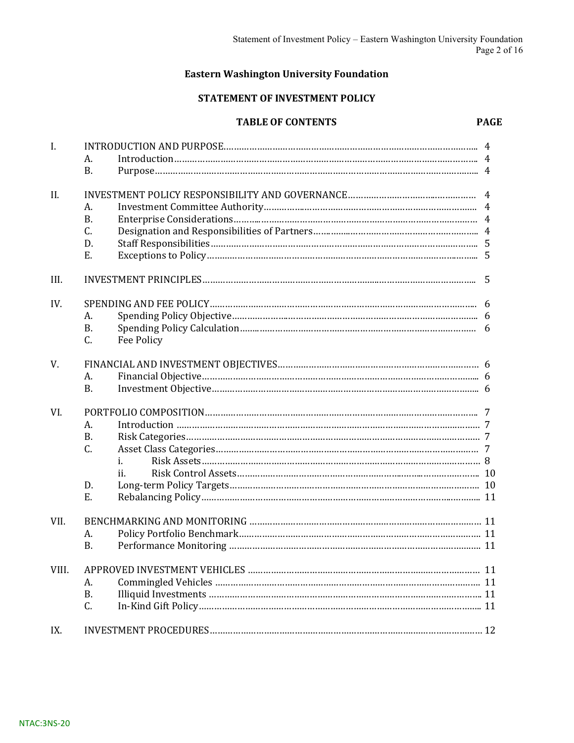**Eastern Washington University Foundation**

**STATEMENT OF INVESTMENT POLICY**

**TABLE OF CONTENTS** — **PAGE**

| | | | PAGE |
|---|---|---|---|
| I. | INTRODUCTION AND PURPOSE | | 4 |
| | A. | Introduction | 4 |
| | B. | Purpose | 4 |
| II. | INVESTMENT POLICY RESPONSIBILITY AND GOVERNANCE | | 4 |
| | A. | Investment Committee Authority | 4 |
| | B. | Enterprise Considerations | 4 |
| | C. | Designation and Responsibilities of Partners | 4 |
| | D. | Staff Responsibilities | 5 |
| | E. | Exceptions to Policy | 5 |
| III. | INVESTMENT PRINCIPLES | | 5 |
| IV. | SPENDING AND FEE POLICY | | 6 |
| | A. | Spending Policy Objective | 6 |
| | B. | Spending Policy Calculation | 6 |
| | C. | Fee Policy | |
| V. | FINANCIAL AND INVESTMENT OBJECTIVES | | 6 |
| | A. | Financial Objective | 6 |
| | B. | Investment Objective | 6 |
| VI. | PORTFOLIO COMPOSITION | | 7 |
| | A. | Introduction | 7 |
| | B. | Risk Categories | 7 |
| | C. | Asset Class Categories | 7 |
| | | i. Risk Assets | 8 |
| | | ii. Risk Control Assets | 10 |
| | D. | Long-term Policy Targets | 10 |
| | E. | Rebalancing Policy | 11 |
| VII. | BENCHMARKING AND MONITORING | | 11 |
| | A. | Policy Portfolio Benchmark | 11 |
| | B. | Performance Monitoring | 11 |
| VIII. | APPROVED INVESTMENT VEHICLES | | 11 |
| | A. | Commingled Vehicles | 11 |
| | B. | Illiquid Investments | 11 |
| | C. | In-Kind Gift Policy | 11 |
| IX. | INVESTMENT PROCEDURES | | 12 |

NTAC:3NS-20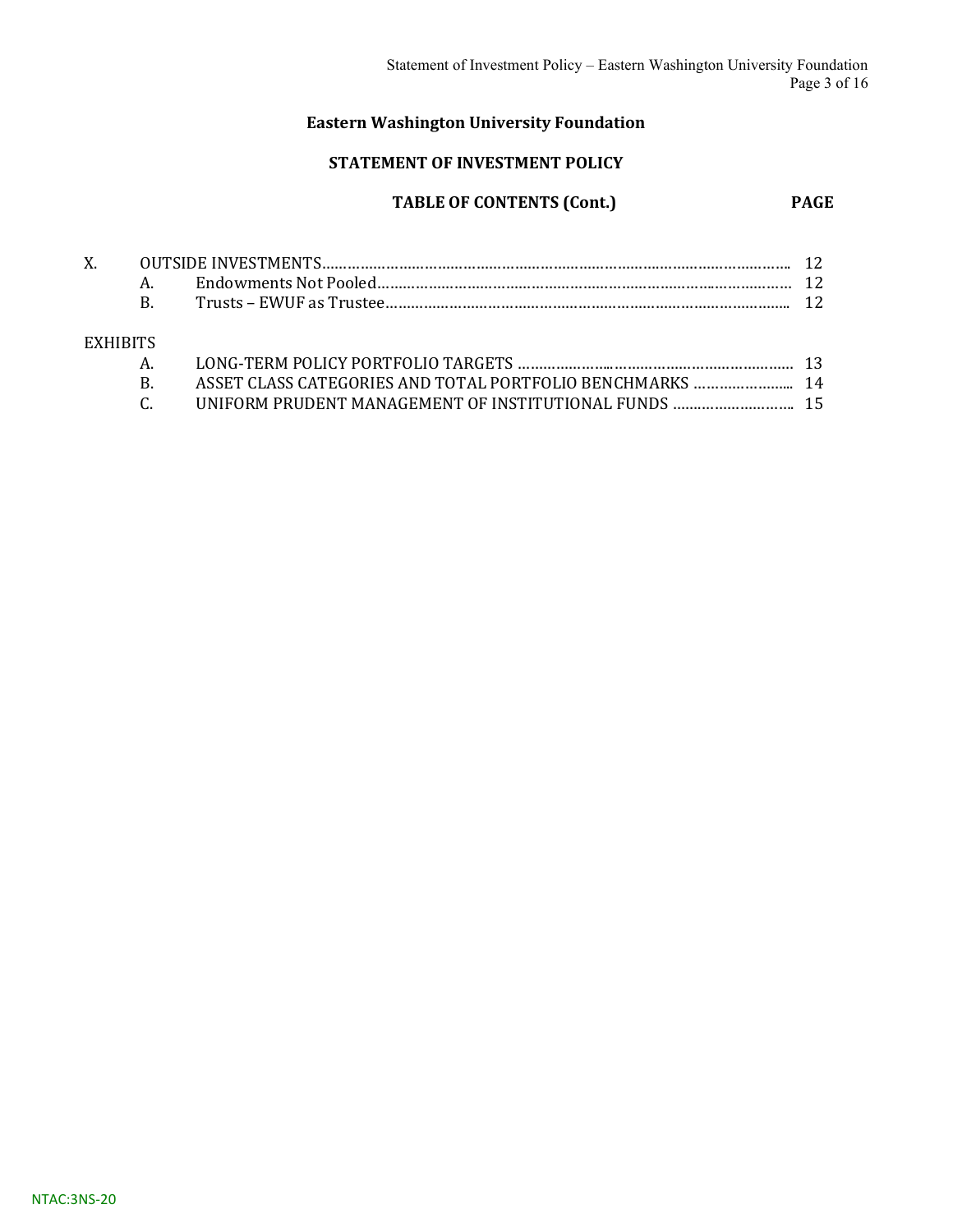**Eastern Washington University Foundation**

**STATEMENT OF INVESTMENT POLICY**

**TABLE OF CONTENTS (Cont.)** **PAGE**

| | | | |
|---|---|---|---|
| X. | OUTSIDE INVESTMENTS | | 12 |
| | A. | Endowments Not Pooled | 12 |
| | B. | Trusts – EWUF as Trustee | 12 |
| EXHIBITS | | | |
| | A. | LONG-TERM POLICY PORTFOLIO TARGETS | 13 |
| | B. | ASSET CLASS CATEGORIES AND TOTAL PORTFOLIO BENCHMARKS | 14 |
| | C. | UNIFORM PRUDENT MANAGEMENT OF INSTITUTIONAL FUNDS | 15 |

NTAC:3NS-20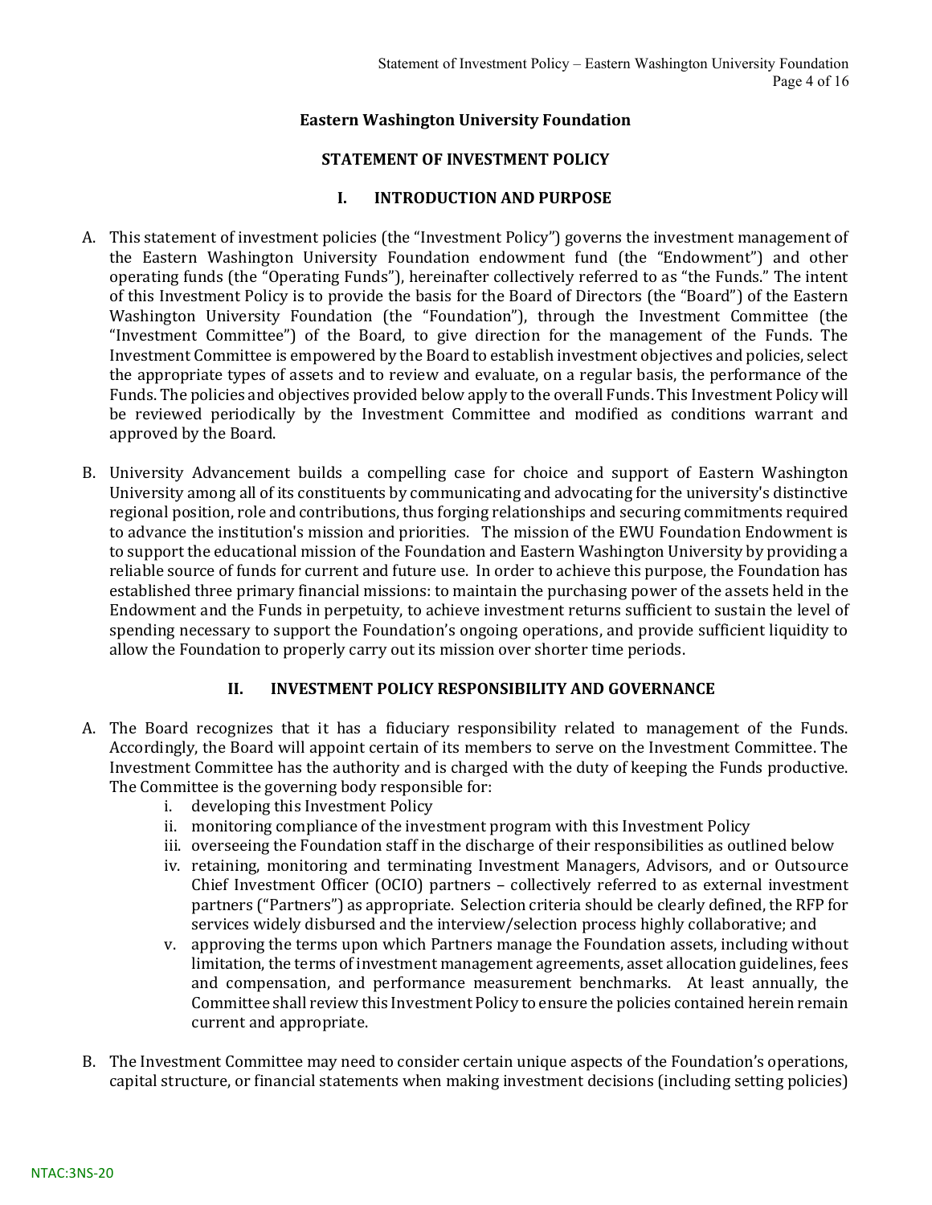## Eastern Washington University Foundation

## STATEMENT OF INVESTMENT POLICY

### I. INTRODUCTION AND PURPOSE

A. This statement of investment policies (the "Investment Policy") governs the investment management of the Eastern Washington University Foundation endowment fund (the "Endowment") and other operating funds (the "Operating Funds"), hereinafter collectively referred to as "the Funds." The intent of this Investment Policy is to provide the basis for the Board of Directors (the "Board") of the Eastern Washington University Foundation (the "Foundation"), through the Investment Committee (the "Investment Committee") of the Board, to give direction for the management of the Funds. The Investment Committee is empowered by the Board to establish investment objectives and policies, select the appropriate types of assets and to review and evaluate, on a regular basis, the performance of the Funds. The policies and objectives provided below apply to the overall Funds. This Investment Policy will be reviewed periodically by the Investment Committee and modified as conditions warrant and approved by the Board.

B. University Advancement builds a compelling case for choice and support of Eastern Washington University among all of its constituents by communicating and advocating for the university's distinctive regional position, role and contributions, thus forging relationships and securing commitments required to advance the institution's mission and priorities. The mission of the EWU Foundation Endowment is to support the educational mission of the Foundation and Eastern Washington University by providing a reliable source of funds for current and future use. In order to achieve this purpose, the Foundation has established three primary financial missions: to maintain the purchasing power of the assets held in the Endowment and the Funds in perpetuity, to achieve investment returns sufficient to sustain the level of spending necessary to support the Foundation's ongoing operations, and provide sufficient liquidity to allow the Foundation to properly carry out its mission over shorter time periods.

### II. INVESTMENT POLICY RESPONSIBILITY AND GOVERNANCE

A. The Board recognizes that it has a fiduciary responsibility related to management of the Funds. Accordingly, the Board will appoint certain of its members to serve on the Investment Committee. The Investment Committee has the authority and is charged with the duty of keeping the Funds productive. The Committee is the governing body responsible for:

   i. developing this Investment Policy
   ii. monitoring compliance of the investment program with this Investment Policy
   iii. overseeing the Foundation staff in the discharge of their responsibilities as outlined below
   iv. retaining, monitoring and terminating Investment Managers, Advisors, and or Outsource Chief Investment Officer (OCIO) partners – collectively referred to as external investment partners ("Partners") as appropriate. Selection criteria should be clearly defined, the RFP for services widely disbursed and the interview/selection process highly collaborative; and
   v. approving the terms upon which Partners manage the Foundation assets, including without limitation, the terms of investment management agreements, asset allocation guidelines, fees and compensation, and performance measurement benchmarks. At least annually, the Committee shall review this Investment Policy to ensure the policies contained herein remain current and appropriate.

B. The Investment Committee may need to consider certain unique aspects of the Foundation's operations, capital structure, or financial statements when making investment decisions (including setting policies)

NTAC:3NS-20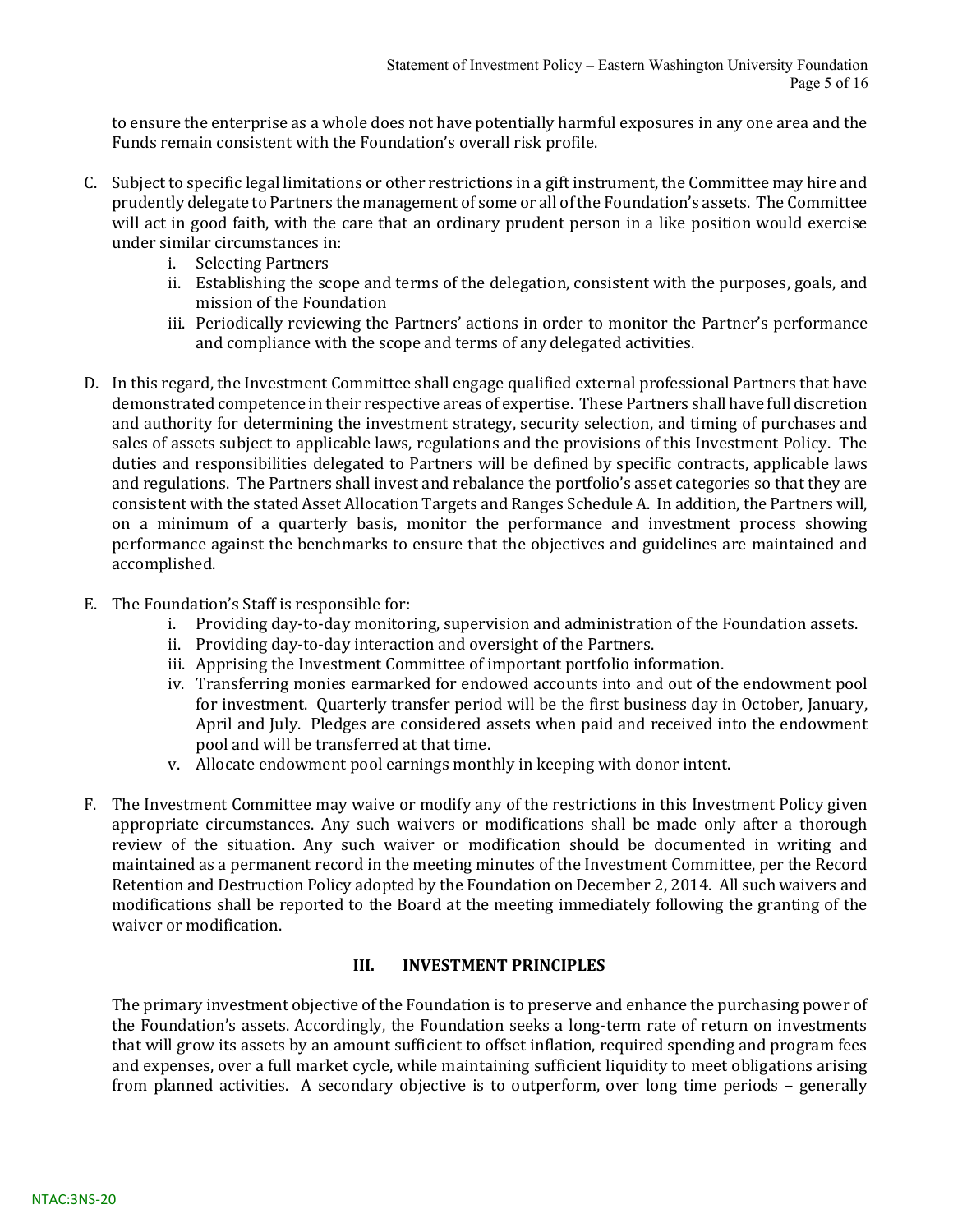to ensure the enterprise as a whole does not have potentially harmful exposures in any one area and the Funds remain consistent with the Foundation's overall risk profile.

C. Subject to specific legal limitations or other restrictions in a gift instrument, the Committee may hire and prudently delegate to Partners the management of some or all of the Foundation's assets. The Committee will act in good faith, with the care that an ordinary prudent person in a like position would exercise under similar circumstances in:
   i. Selecting Partners
   ii. Establishing the scope and terms of the delegation, consistent with the purposes, goals, and mission of the Foundation
   iii. Periodically reviewing the Partners' actions in order to monitor the Partner's performance and compliance with the scope and terms of any delegated activities.

D. In this regard, the Investment Committee shall engage qualified external professional Partners that have demonstrated competence in their respective areas of expertise. These Partners shall have full discretion and authority for determining the investment strategy, security selection, and timing of purchases and sales of assets subject to applicable laws, regulations and the provisions of this Investment Policy. The duties and responsibilities delegated to Partners will be defined by specific contracts, applicable laws and regulations. The Partners shall invest and rebalance the portfolio's asset categories so that they are consistent with the stated Asset Allocation Targets and Ranges Schedule A. In addition, the Partners will, on a minimum of a quarterly basis, monitor the performance and investment process showing performance against the benchmarks to ensure that the objectives and guidelines are maintained and accomplished.

E. The Foundation's Staff is responsible for:
   i. Providing day-to-day monitoring, supervision and administration of the Foundation assets.
   ii. Providing day-to-day interaction and oversight of the Partners.
   iii. Apprising the Investment Committee of important portfolio information.
   iv. Transferring monies earmarked for endowed accounts into and out of the endowment pool for investment. Quarterly transfer period will be the first business day in October, January, April and July. Pledges are considered assets when paid and received into the endowment pool and will be transferred at that time.
   v. Allocate endowment pool earnings monthly in keeping with donor intent.

F. The Investment Committee may waive or modify any of the restrictions in this Investment Policy given appropriate circumstances. Any such waivers or modifications shall be made only after a thorough review of the situation. Any such waiver or modification should be documented in writing and maintained as a permanent record in the meeting minutes of the Investment Committee, per the Record Retention and Destruction Policy adopted by the Foundation on December 2, 2014. All such waivers and modifications shall be reported to the Board at the meeting immediately following the granting of the waiver or modification.

## III. INVESTMENT PRINCIPLES

The primary investment objective of the Foundation is to preserve and enhance the purchasing power of the Foundation's assets. Accordingly, the Foundation seeks a long-term rate of return on investments that will grow its assets by an amount sufficient to offset inflation, required spending and program fees and expenses, over a full market cycle, while maintaining sufficient liquidity to meet obligations arising from planned activities. A secondary objective is to outperform, over long time periods – generally

NTAC:3NS-20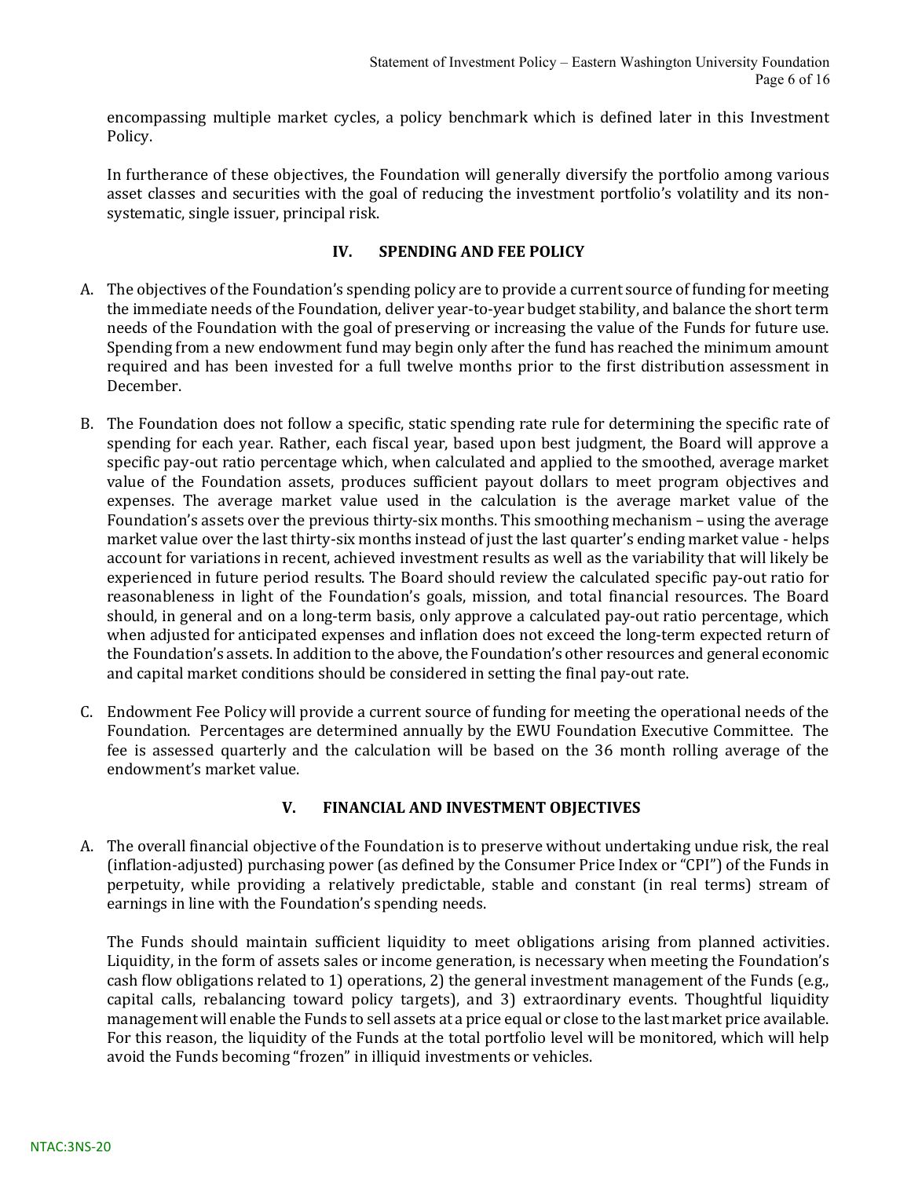encompassing multiple market cycles, a policy benchmark which is defined later in this Investment Policy.

In furtherance of these objectives, the Foundation will generally diversify the portfolio among various asset classes and securities with the goal of reducing the investment portfolio's volatility and its non-systematic, single issuer, principal risk.

## IV. SPENDING AND FEE POLICY

A. The objectives of the Foundation's spending policy are to provide a current source of funding for meeting the immediate needs of the Foundation, deliver year-to-year budget stability, and balance the short term needs of the Foundation with the goal of preserving or increasing the value of the Funds for future use. Spending from a new endowment fund may begin only after the fund has reached the minimum amount required and has been invested for a full twelve months prior to the first distribution assessment in December.

B. The Foundation does not follow a specific, static spending rate rule for determining the specific rate of spending for each year. Rather, each fiscal year, based upon best judgment, the Board will approve a specific pay-out ratio percentage which, when calculated and applied to the smoothed, average market value of the Foundation assets, produces sufficient payout dollars to meet program objectives and expenses. The average market value used in the calculation is the average market value of the Foundation's assets over the previous thirty-six months. This smoothing mechanism – using the average market value over the last thirty-six months instead of just the last quarter's ending market value - helps account for variations in recent, achieved investment results as well as the variability that will likely be experienced in future period results. The Board should review the calculated specific pay-out ratio for reasonableness in light of the Foundation's goals, mission, and total financial resources. The Board should, in general and on a long-term basis, only approve a calculated pay-out ratio percentage, which when adjusted for anticipated expenses and inflation does not exceed the long-term expected return of the Foundation's assets. In addition to the above, the Foundation's other resources and general economic and capital market conditions should be considered in setting the final pay-out rate.

C. Endowment Fee Policy will provide a current source of funding for meeting the operational needs of the Foundation. Percentages are determined annually by the EWU Foundation Executive Committee. The fee is assessed quarterly and the calculation will be based on the 36 month rolling average of the endowment's market value.

## V. FINANCIAL AND INVESTMENT OBJECTIVES

A. The overall financial objective of the Foundation is to preserve without undertaking undue risk, the real (inflation-adjusted) purchasing power (as defined by the Consumer Price Index or "CPI") of the Funds in perpetuity, while providing a relatively predictable, stable and constant (in real terms) stream of earnings in line with the Foundation's spending needs.

The Funds should maintain sufficient liquidity to meet obligations arising from planned activities. Liquidity, in the form of assets sales or income generation, is necessary when meeting the Foundation's cash flow obligations related to 1) operations, 2) the general investment management of the Funds (e.g., capital calls, rebalancing toward policy targets), and 3) extraordinary events. Thoughtful liquidity management will enable the Funds to sell assets at a price equal or close to the last market price available. For this reason, the liquidity of the Funds at the total portfolio level will be monitored, which will help avoid the Funds becoming "frozen" in illiquid investments or vehicles.

NTAC:3NS-20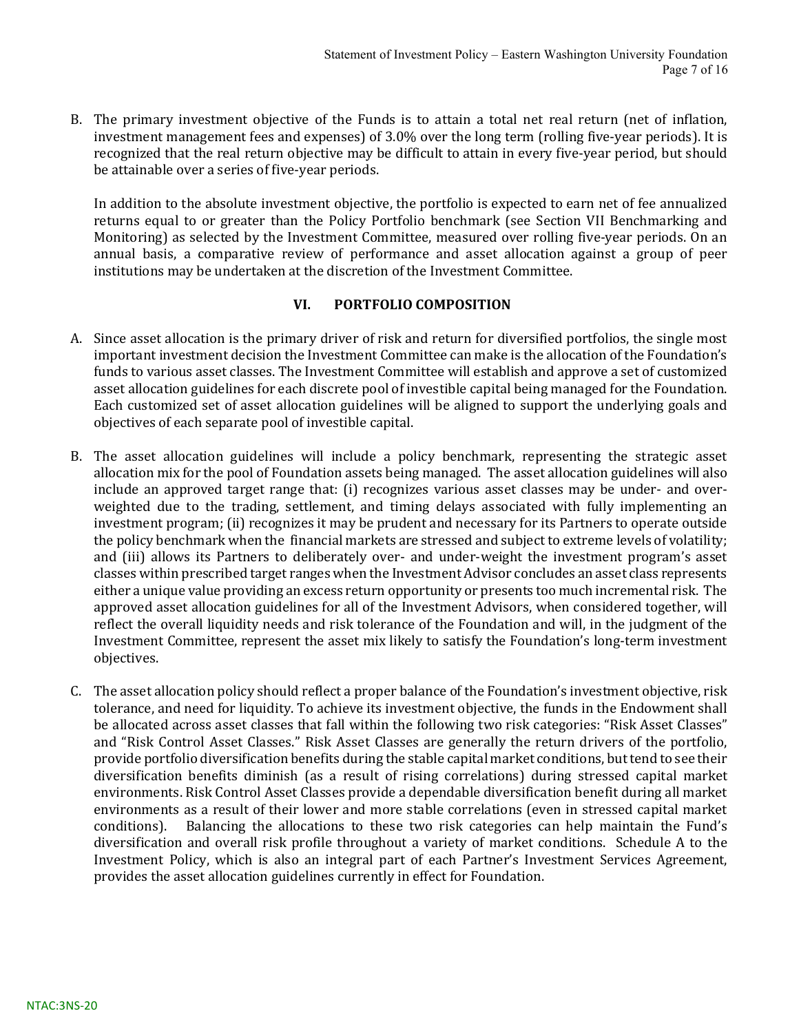B. The primary investment objective of the Funds is to attain a total net real return (net of inflation, investment management fees and expenses) of 3.0% over the long term (rolling five-year periods). It is recognized that the real return objective may be difficult to attain in every five-year period, but should be attainable over a series of five-year periods.

   In addition to the absolute investment objective, the portfolio is expected to earn net of fee annualized returns equal to or greater than the Policy Portfolio benchmark (see Section VII Benchmarking and Monitoring) as selected by the Investment Committee, measured over rolling five-year periods. On an annual basis, a comparative review of performance and asset allocation against a group of peer institutions may be undertaken at the discretion of the Investment Committee.

## VI. PORTFOLIO COMPOSITION

A. Since asset allocation is the primary driver of risk and return for diversified portfolios, the single most important investment decision the Investment Committee can make is the allocation of the Foundation's funds to various asset classes. The Investment Committee will establish and approve a set of customized asset allocation guidelines for each discrete pool of investible capital being managed for the Foundation. Each customized set of asset allocation guidelines will be aligned to support the underlying goals and objectives of each separate pool of investible capital.

B. The asset allocation guidelines will include a policy benchmark, representing the strategic asset allocation mix for the pool of Foundation assets being managed. The asset allocation guidelines will also include an approved target range that: (i) recognizes various asset classes may be under- and over-weighted due to the trading, settlement, and timing delays associated with fully implementing an investment program; (ii) recognizes it may be prudent and necessary for its Partners to operate outside the policy benchmark when the financial markets are stressed and subject to extreme levels of volatility; and (iii) allows its Partners to deliberately over- and under-weight the investment program's asset classes within prescribed target ranges when the Investment Advisor concludes an asset class represents either a unique value providing an excess return opportunity or presents too much incremental risk. The approved asset allocation guidelines for all of the Investment Advisors, when considered together, will reflect the overall liquidity needs and risk tolerance of the Foundation and will, in the judgment of the Investment Committee, represent the asset mix likely to satisfy the Foundation's long-term investment objectives.

C. The asset allocation policy should reflect a proper balance of the Foundation's investment objective, risk tolerance, and need for liquidity. To achieve its investment objective, the funds in the Endowment shall be allocated across asset classes that fall within the following two risk categories: "Risk Asset Classes" and "Risk Control Asset Classes." Risk Asset Classes are generally the return drivers of the portfolio, provide portfolio diversification benefits during the stable capital market conditions, but tend to see their diversification benefits diminish (as a result of rising correlations) during stressed capital market environments. Risk Control Asset Classes provide a dependable diversification benefit during all market environments as a result of their lower and more stable correlations (even in stressed capital market conditions). Balancing the allocations to these two risk categories can help maintain the Fund's diversification and overall risk profile throughout a variety of market conditions. Schedule A to the Investment Policy, which is also an integral part of each Partner's Investment Services Agreement, provides the asset allocation guidelines currently in effect for Foundation.

NTAC:3NS-20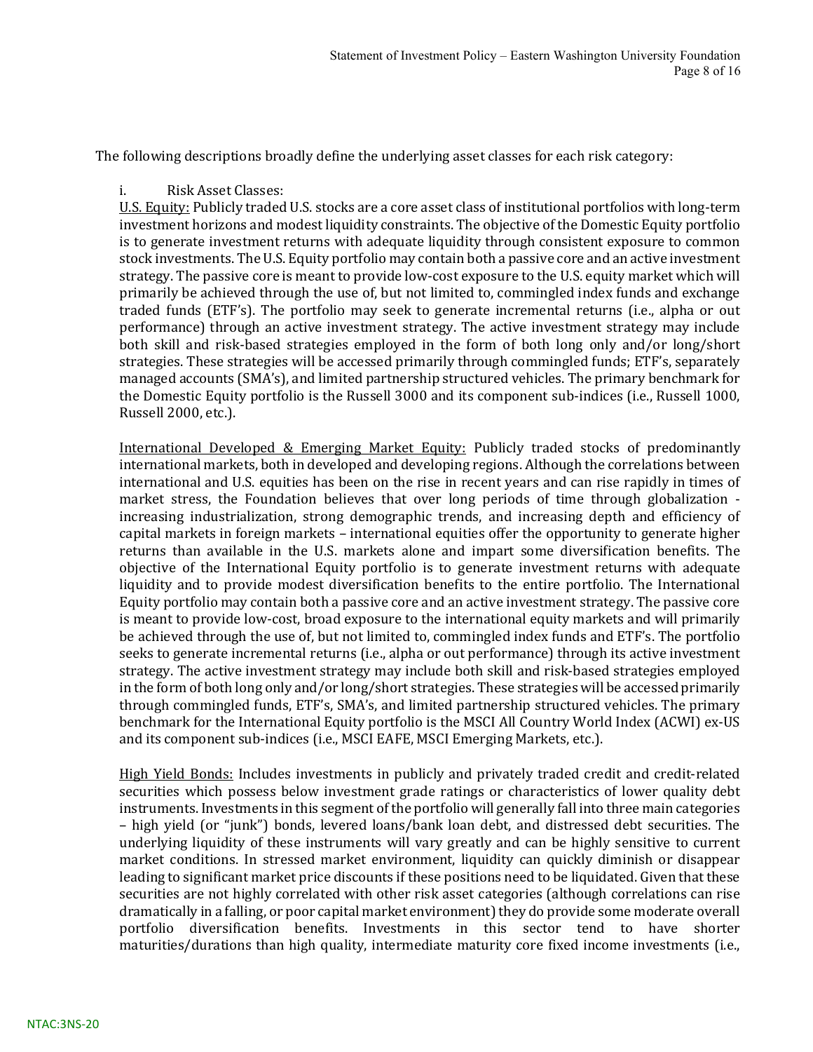The following descriptions broadly define the underlying asset classes for each risk category:

i. Risk Asset Classes:

U.S. Equity: Publicly traded U.S. stocks are a core asset class of institutional portfolios with long-term investment horizons and modest liquidity constraints. The objective of the Domestic Equity portfolio is to generate investment returns with adequate liquidity through consistent exposure to common stock investments. The U.S. Equity portfolio may contain both a passive core and an active investment strategy. The passive core is meant to provide low-cost exposure to the U.S. equity market which will primarily be achieved through the use of, but not limited to, commingled index funds and exchange traded funds (ETF's). The portfolio may seek to generate incremental returns (i.e., alpha or out performance) through an active investment strategy. The active investment strategy may include both skill and risk-based strategies employed in the form of both long only and/or long/short strategies. These strategies will be accessed primarily through commingled funds; ETF's, separately managed accounts (SMA's), and limited partnership structured vehicles. The primary benchmark for the Domestic Equity portfolio is the Russell 3000 and its component sub-indices (i.e., Russell 1000, Russell 2000, etc.).

International Developed & Emerging Market Equity: Publicly traded stocks of predominantly international markets, both in developed and developing regions. Although the correlations between international and U.S. equities has been on the rise in recent years and can rise rapidly in times of market stress, the Foundation believes that over long periods of time through globalization - increasing industrialization, strong demographic trends, and increasing depth and efficiency of capital markets in foreign markets – international equities offer the opportunity to generate higher returns than available in the U.S. markets alone and impart some diversification benefits. The objective of the International Equity portfolio is to generate investment returns with adequate liquidity and to provide modest diversification benefits to the entire portfolio. The International Equity portfolio may contain both a passive core and an active investment strategy. The passive core is meant to provide low-cost, broad exposure to the international equity markets and will primarily be achieved through the use of, but not limited to, commingled index funds and ETF's. The portfolio seeks to generate incremental returns (i.e., alpha or out performance) through its active investment strategy. The active investment strategy may include both skill and risk-based strategies employed in the form of both long only and/or long/short strategies. These strategies will be accessed primarily through commingled funds, ETF's, SMA's, and limited partnership structured vehicles. The primary benchmark for the International Equity portfolio is the MSCI All Country World Index (ACWI) ex-US and its component sub-indices (i.e., MSCI EAFE, MSCI Emerging Markets, etc.).

High Yield Bonds: Includes investments in publicly and privately traded credit and credit-related securities which possess below investment grade ratings or characteristics of lower quality debt instruments. Investments in this segment of the portfolio will generally fall into three main categories – high yield (or "junk") bonds, levered loans/bank loan debt, and distressed debt securities. The underlying liquidity of these instruments will vary greatly and can be highly sensitive to current market conditions. In stressed market environment, liquidity can quickly diminish or disappear leading to significant market price discounts if these positions need to be liquidated. Given that these securities are not highly correlated with other risk asset categories (although correlations can rise dramatically in a falling, or poor capital market environment) they do provide some moderate overall portfolio diversification benefits. Investments in this sector tend to have shorter maturities/durations than high quality, intermediate maturity core fixed income investments (i.e.,

NTAC:3NS-20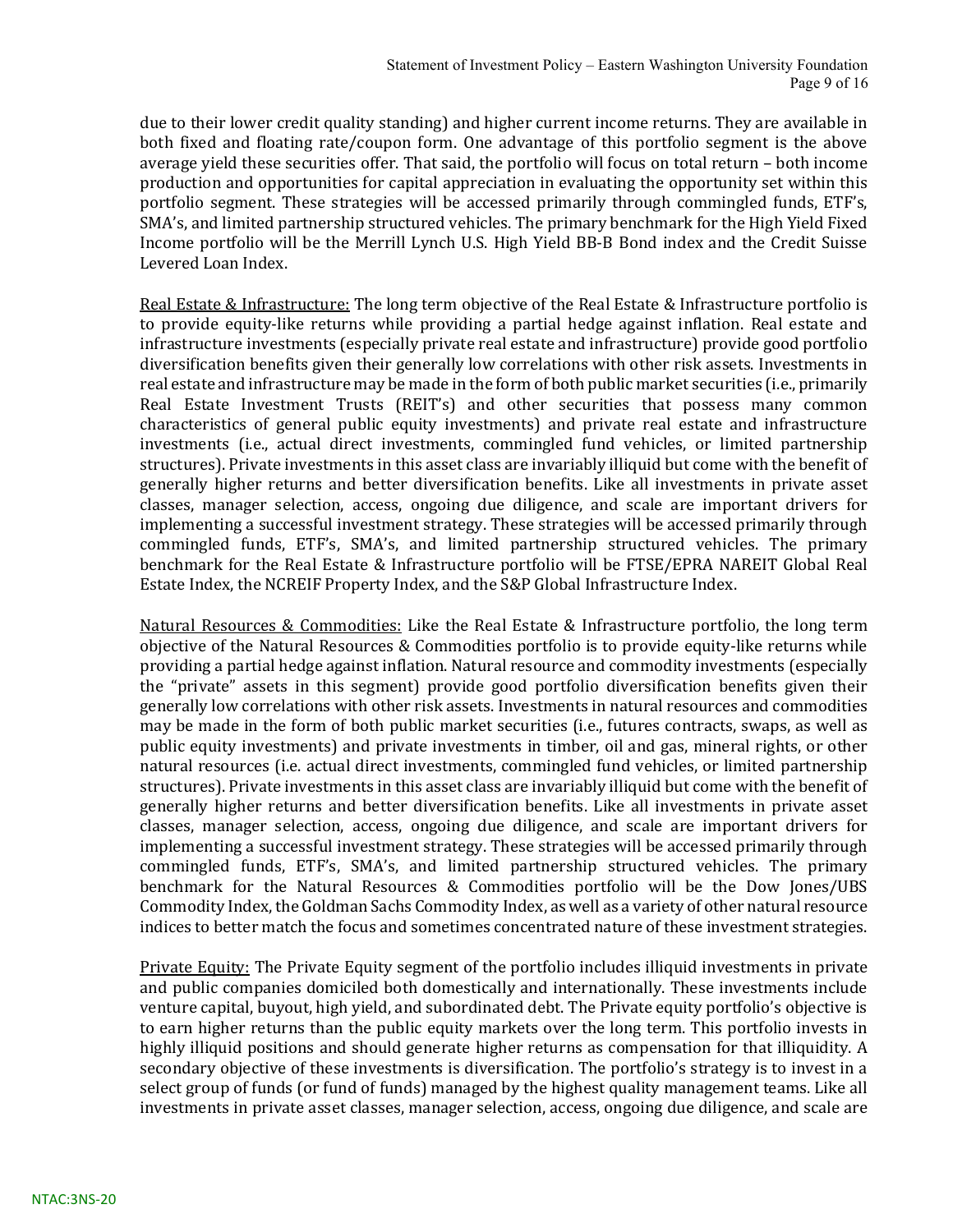due to their lower credit quality standing) and higher current income returns. They are available in both fixed and floating rate/coupon form. One advantage of this portfolio segment is the above average yield these securities offer. That said, the portfolio will focus on total return – both income production and opportunities for capital appreciation in evaluating the opportunity set within this portfolio segment. These strategies will be accessed primarily through commingled funds, ETF's, SMA's, and limited partnership structured vehicles. The primary benchmark for the High Yield Fixed Income portfolio will be the Merrill Lynch U.S. High Yield BB-B Bond index and the Credit Suisse Levered Loan Index.

<u>Real Estate & Infrastructure:</u> The long term objective of the Real Estate & Infrastructure portfolio is to provide equity-like returns while providing a partial hedge against inflation. Real estate and infrastructure investments (especially private real estate and infrastructure) provide good portfolio diversification benefits given their generally low correlations with other risk assets. Investments in real estate and infrastructure may be made in the form of both public market securities (i.e., primarily Real Estate Investment Trusts (REIT's) and other securities that possess many common characteristics of general public equity investments) and private real estate and infrastructure investments (i.e., actual direct investments, commingled fund vehicles, or limited partnership structures). Private investments in this asset class are invariably illiquid but come with the benefit of generally higher returns and better diversification benefits. Like all investments in private asset classes, manager selection, access, ongoing due diligence, and scale are important drivers for implementing a successful investment strategy. These strategies will be accessed primarily through commingled funds, ETF's, SMA's, and limited partnership structured vehicles. The primary benchmark for the Real Estate & Infrastructure portfolio will be FTSE/EPRA NAREIT Global Real Estate Index, the NCREIF Property Index, and the S&P Global Infrastructure Index.

<u>Natural Resources & Commodities:</u> Like the Real Estate & Infrastructure portfolio, the long term objective of the Natural Resources & Commodities portfolio is to provide equity-like returns while providing a partial hedge against inflation. Natural resource and commodity investments (especially the "private" assets in this segment) provide good portfolio diversification benefits given their generally low correlations with other risk assets. Investments in natural resources and commodities may be made in the form of both public market securities (i.e., futures contracts, swaps, as well as public equity investments) and private investments in timber, oil and gas, mineral rights, or other natural resources (i.e. actual direct investments, commingled fund vehicles, or limited partnership structures). Private investments in this asset class are invariably illiquid but come with the benefit of generally higher returns and better diversification benefits. Like all investments in private asset classes, manager selection, access, ongoing due diligence, and scale are important drivers for implementing a successful investment strategy. These strategies will be accessed primarily through commingled funds, ETF's, SMA's, and limited partnership structured vehicles. The primary benchmark for the Natural Resources & Commodities portfolio will be the Dow Jones/UBS Commodity Index, the Goldman Sachs Commodity Index, as well as a variety of other natural resource indices to better match the focus and sometimes concentrated nature of these investment strategies.

<u>Private Equity:</u> The Private Equity segment of the portfolio includes illiquid investments in private and public companies domiciled both domestically and internationally. These investments include venture capital, buyout, high yield, and subordinated debt. The Private equity portfolio's objective is to earn higher returns than the public equity markets over the long term. This portfolio invests in highly illiquid positions and should generate higher returns as compensation for that illiquidity. A secondary objective of these investments is diversification. The portfolio's strategy is to invest in a select group of funds (or fund of funds) managed by the highest quality management teams. Like all investments in private asset classes, manager selection, access, ongoing due diligence, and scale are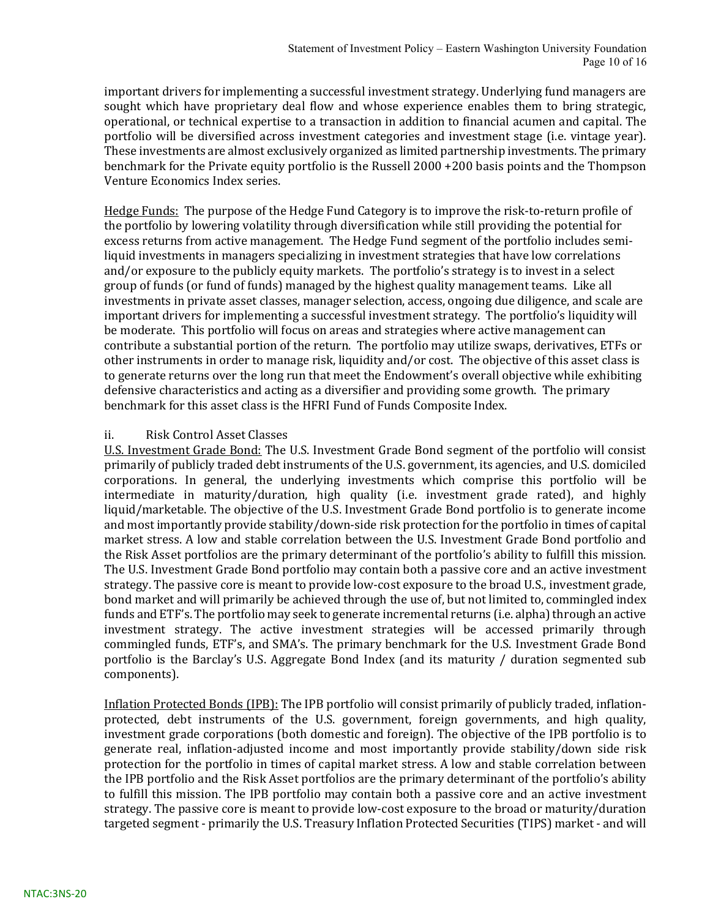important drivers for implementing a successful investment strategy. Underlying fund managers are sought which have proprietary deal flow and whose experience enables them to bring strategic, operational, or technical expertise to a transaction in addition to financial acumen and capital. The portfolio will be diversified across investment categories and investment stage (i.e. vintage year). These investments are almost exclusively organized as limited partnership investments. The primary benchmark for the Private equity portfolio is the Russell 2000 +200 basis points and the Thompson Venture Economics Index series.

Hedge Funds: The purpose of the Hedge Fund Category is to improve the risk-to-return profile of the portfolio by lowering volatility through diversification while still providing the potential for excess returns from active management. The Hedge Fund segment of the portfolio includes semi-liquid investments in managers specializing in investment strategies that have low correlations and/or exposure to the publicly equity markets. The portfolio's strategy is to invest in a select group of funds (or fund of funds) managed by the highest quality management teams. Like all investments in private asset classes, manager selection, access, ongoing due diligence, and scale are important drivers for implementing a successful investment strategy. The portfolio's liquidity will be moderate. This portfolio will focus on areas and strategies where active management can contribute a substantial portion of the return. The portfolio may utilize swaps, derivatives, ETFs or other instruments in order to manage risk, liquidity and/or cost. The objective of this asset class is to generate returns over the long run that meet the Endowment's overall objective while exhibiting defensive characteristics and acting as a diversifier and providing some growth. The primary benchmark for this asset class is the HFRI Fund of Funds Composite Index.

ii. Risk Control Asset Classes

U.S. Investment Grade Bond: The U.S. Investment Grade Bond segment of the portfolio will consist primarily of publicly traded debt instruments of the U.S. government, its agencies, and U.S. domiciled corporations. In general, the underlying investments which comprise this portfolio will be intermediate in maturity/duration, high quality (i.e. investment grade rated), and highly liquid/marketable. The objective of the U.S. Investment Grade Bond portfolio is to generate income and most importantly provide stability/down-side risk protection for the portfolio in times of capital market stress. A low and stable correlation between the U.S. Investment Grade Bond portfolio and the Risk Asset portfolios are the primary determinant of the portfolio's ability to fulfill this mission. The U.S. Investment Grade Bond portfolio may contain both a passive core and an active investment strategy. The passive core is meant to provide low-cost exposure to the broad U.S., investment grade, bond market and will primarily be achieved through the use of, but not limited to, commingled index funds and ETF's. The portfolio may seek to generate incremental returns (i.e. alpha) through an active investment strategy. The active investment strategies will be accessed primarily through commingled funds, ETF's, and SMA's. The primary benchmark for the U.S. Investment Grade Bond portfolio is the Barclay's U.S. Aggregate Bond Index (and its maturity / duration segmented sub components).

Inflation Protected Bonds (IPB): The IPB portfolio will consist primarily of publicly traded, inflation-protected, debt instruments of the U.S. government, foreign governments, and high quality, investment grade corporations (both domestic and foreign). The objective of the IPB portfolio is to generate real, inflation-adjusted income and most importantly provide stability/down side risk protection for the portfolio in times of capital market stress. A low and stable correlation between the IPB portfolio and the Risk Asset portfolios are the primary determinant of the portfolio's ability to fulfill this mission. The IPB portfolio may contain both a passive core and an active investment strategy. The passive core is meant to provide low-cost exposure to the broad or maturity/duration targeted segment - primarily the U.S. Treasury Inflation Protected Securities (TIPS) market - and will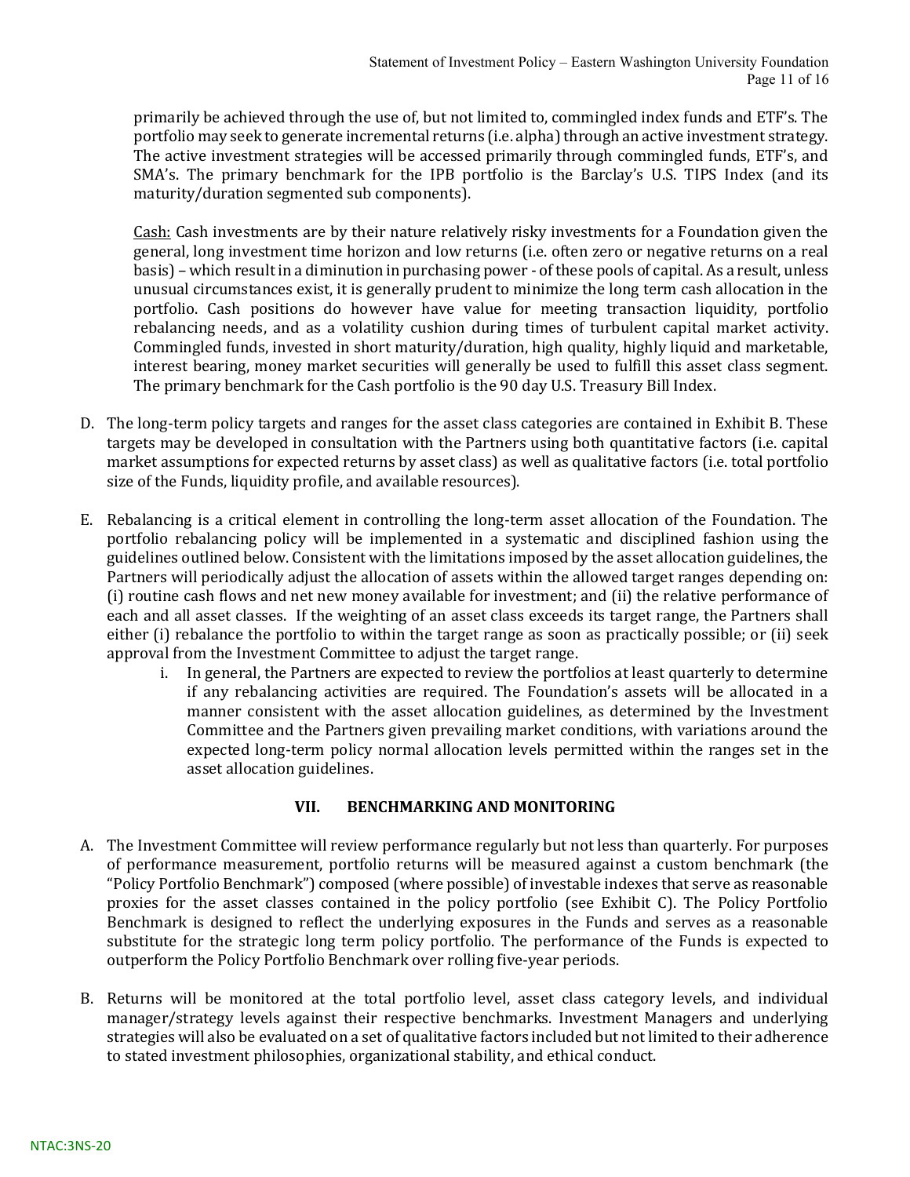primarily be achieved through the use of, but not limited to, commingled index funds and ETF's. The portfolio may seek to generate incremental returns (i.e. alpha) through an active investment strategy. The active investment strategies will be accessed primarily through commingled funds, ETF's, and SMA's. The primary benchmark for the IPB portfolio is the Barclay's U.S. TIPS Index (and its maturity/duration segmented sub components).

Cash: Cash investments are by their nature relatively risky investments for a Foundation given the general, long investment time horizon and low returns (i.e. often zero or negative returns on a real basis) – which result in a diminution in purchasing power - of these pools of capital. As a result, unless unusual circumstances exist, it is generally prudent to minimize the long term cash allocation in the portfolio. Cash positions do however have value for meeting transaction liquidity, portfolio rebalancing needs, and as a volatility cushion during times of turbulent capital market activity. Commingled funds, invested in short maturity/duration, high quality, highly liquid and marketable, interest bearing, money market securities will generally be used to fulfill this asset class segment. The primary benchmark for the Cash portfolio is the 90 day U.S. Treasury Bill Index.

D. The long-term policy targets and ranges for the asset class categories are contained in Exhibit B. These targets may be developed in consultation with the Partners using both quantitative factors (i.e. capital market assumptions for expected returns by asset class) as well as qualitative factors (i.e. total portfolio size of the Funds, liquidity profile, and available resources).

E. Rebalancing is a critical element in controlling the long-term asset allocation of the Foundation. The portfolio rebalancing policy will be implemented in a systematic and disciplined fashion using the guidelines outlined below. Consistent with the limitations imposed by the asset allocation guidelines, the Partners will periodically adjust the allocation of assets within the allowed target ranges depending on: (i) routine cash flows and net new money available for investment; and (ii) the relative performance of each and all asset classes. If the weighting of an asset class exceeds its target range, the Partners shall either (i) rebalance the portfolio to within the target range as soon as practically possible; or (ii) seek approval from the Investment Committee to adjust the target range.

   i. In general, the Partners are expected to review the portfolios at least quarterly to determine if any rebalancing activities are required. The Foundation's assets will be allocated in a manner consistent with the asset allocation guidelines, as determined by the Investment Committee and the Partners given prevailing market conditions, with variations around the expected long-term policy normal allocation levels permitted within the ranges set in the asset allocation guidelines.

## VII. BENCHMARKING AND MONITORING

A. The Investment Committee will review performance regularly but not less than quarterly. For purposes of performance measurement, portfolio returns will be measured against a custom benchmark (the "Policy Portfolio Benchmark") composed (where possible) of investable indexes that serve as reasonable proxies for the asset classes contained in the policy portfolio (see Exhibit C). The Policy Portfolio Benchmark is designed to reflect the underlying exposures in the Funds and serves as a reasonable substitute for the strategic long term policy portfolio. The performance of the Funds is expected to outperform the Policy Portfolio Benchmark over rolling five-year periods.

B. Returns will be monitored at the total portfolio level, asset class category levels, and individual manager/strategy levels against their respective benchmarks. Investment Managers and underlying strategies will also be evaluated on a set of qualitative factors included but not limited to their adherence to stated investment philosophies, organizational stability, and ethical conduct.

NTAC:3NS-20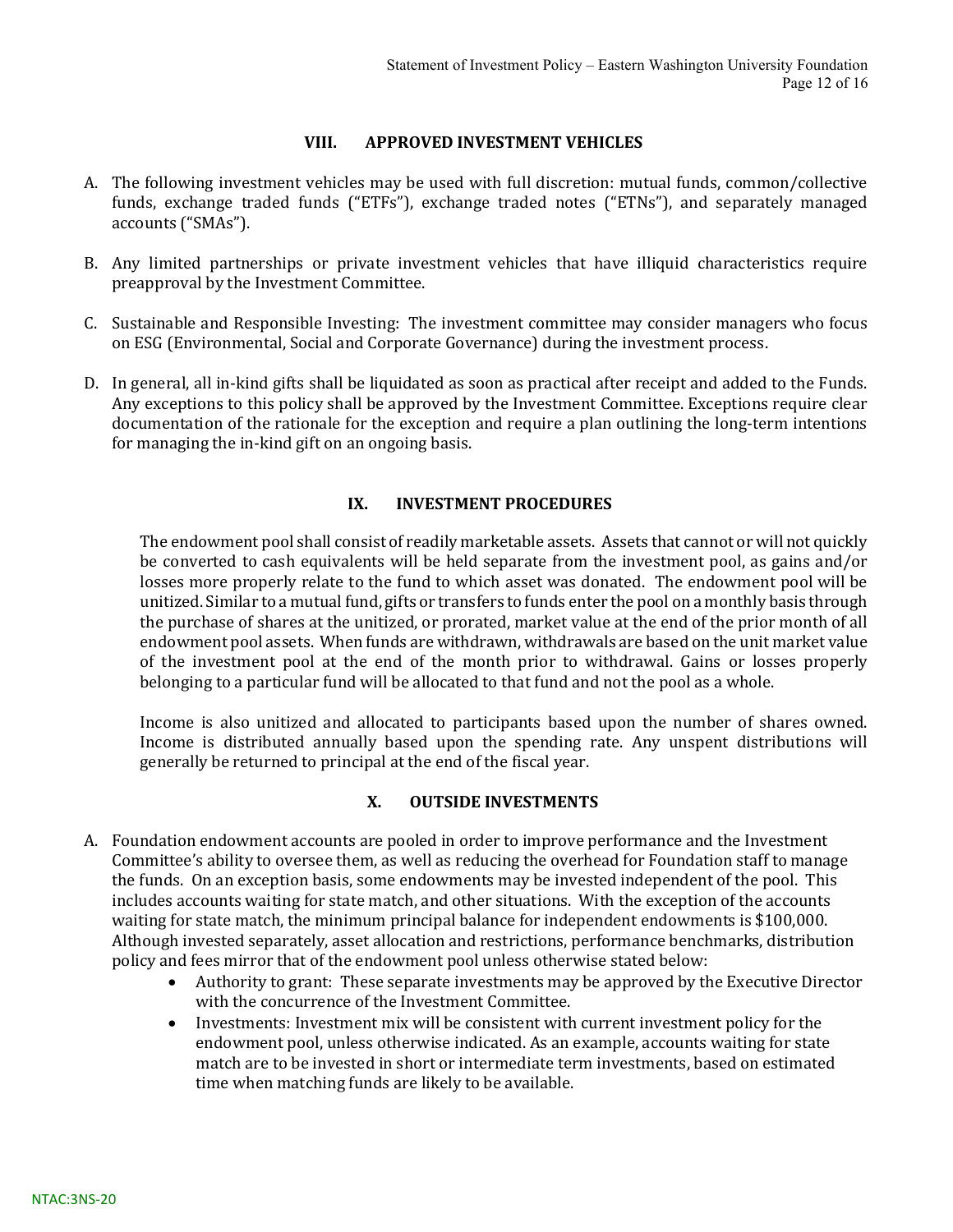## VIII. APPROVED INVESTMENT VEHICLES

A. The following investment vehicles may be used with full discretion: mutual funds, common/collective funds, exchange traded funds ("ETFs"), exchange traded notes ("ETNs"), and separately managed accounts ("SMAs").

B. Any limited partnerships or private investment vehicles that have illiquid characteristics require preapproval by the Investment Committee.

C. Sustainable and Responsible Investing: The investment committee may consider managers who focus on ESG (Environmental, Social and Corporate Governance) during the investment process.

D. In general, all in-kind gifts shall be liquidated as soon as practical after receipt and added to the Funds. Any exceptions to this policy shall be approved by the Investment Committee. Exceptions require clear documentation of the rationale for the exception and require a plan outlining the long-term intentions for managing the in-kind gift on an ongoing basis.

## IX. INVESTMENT PROCEDURES

The endowment pool shall consist of readily marketable assets. Assets that cannot or will not quickly be converted to cash equivalents will be held separate from the investment pool, as gains and/or losses more properly relate to the fund to which asset was donated. The endowment pool will be unitized. Similar to a mutual fund, gifts or transfers to funds enter the pool on a monthly basis through the purchase of shares at the unitized, or prorated, market value at the end of the prior month of all endowment pool assets. When funds are withdrawn, withdrawals are based on the unit market value of the investment pool at the end of the month prior to withdrawal. Gains or losses properly belonging to a particular fund will be allocated to that fund and not the pool as a whole.

Income is also unitized and allocated to participants based upon the number of shares owned. Income is distributed annually based upon the spending rate. Any unspent distributions will generally be returned to principal at the end of the fiscal year.

## X. OUTSIDE INVESTMENTS

A. Foundation endowment accounts are pooled in order to improve performance and the Investment Committee's ability to oversee them, as well as reducing the overhead for Foundation staff to manage the funds. On an exception basis, some endowments may be invested independent of the pool. This includes accounts waiting for state match, and other situations. With the exception of the accounts waiting for state match, the minimum principal balance for independent endowments is $100,000. Although invested separately, asset allocation and restrictions, performance benchmarks, distribution policy and fees mirror that of the endowment pool unless otherwise stated below:
   - Authority to grant: These separate investments may be approved by the Executive Director with the concurrence of the Investment Committee.
   - Investments: Investment mix will be consistent with current investment policy for the endowment pool, unless otherwise indicated. As an example, accounts waiting for state match are to be invested in short or intermediate term investments, based on estimated time when matching funds are likely to be available.

NTAC:3NS-20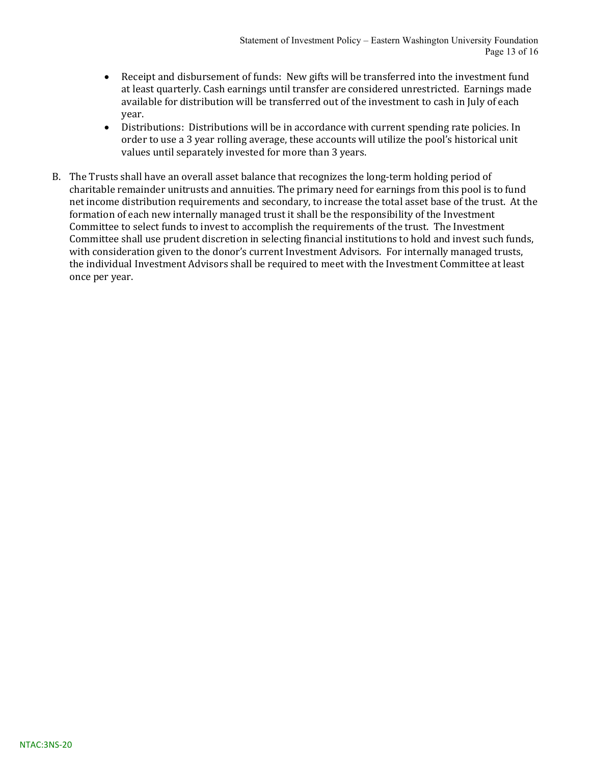- Receipt and disbursement of funds: New gifts will be transferred into the investment fund at least quarterly. Cash earnings until transfer are considered unrestricted. Earnings made available for distribution will be transferred out of the investment to cash in July of each year.
- Distributions: Distributions will be in accordance with current spending rate policies. In order to use a 3 year rolling average, these accounts will utilize the pool's historical unit values until separately invested for more than 3 years.

B. The Trusts shall have an overall asset balance that recognizes the long-term holding period of charitable remainder unitrusts and annuities. The primary need for earnings from this pool is to fund net income distribution requirements and secondary, to increase the total asset base of the trust. At the formation of each new internally managed trust it shall be the responsibility of the Investment Committee to select funds to invest to accomplish the requirements of the trust. The Investment Committee shall use prudent discretion in selecting financial institutions to hold and invest such funds, with consideration given to the donor's current Investment Advisors. For internally managed trusts, the individual Investment Advisors shall be required to meet with the Investment Committee at least once per year.

NTAC:3NS-20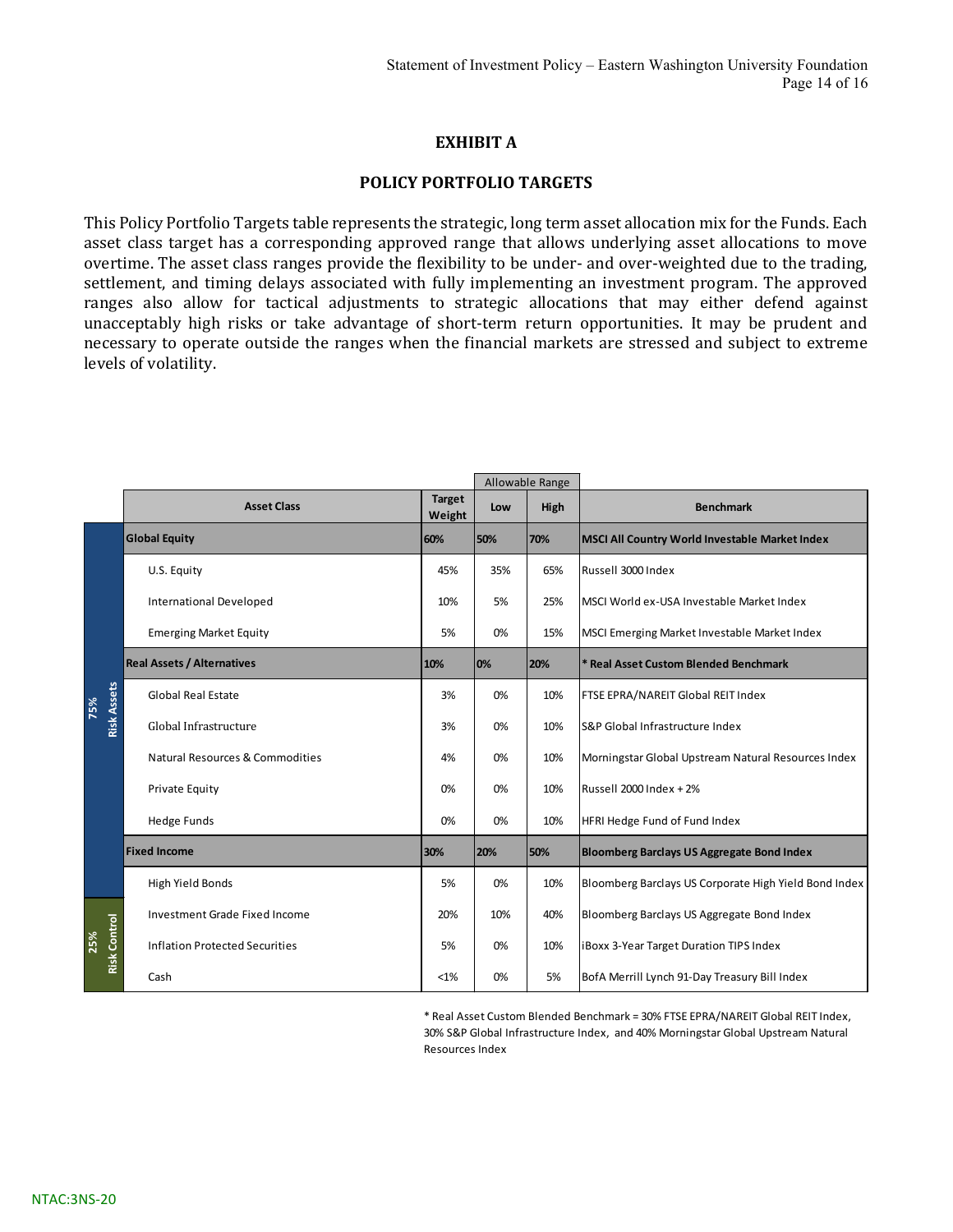## EXHIBIT A

## POLICY PORTFOLIO TARGETS

This Policy Portfolio Targets table represents the strategic, long term asset allocation mix for the Funds. Each asset class target has a corresponding approved range that allows underlying asset allocations to move overtime. The asset class ranges provide the flexibility to be under- and over-weighted due to the trading, settlement, and timing delays associated with fully implementing an investment program. The approved ranges also allow for tactical adjustments to strategic allocations that may either defend against unacceptably high risks or take advantage of short-term return opportunities. It may be prudent and necessary to operate outside the ranges when the financial markets are stressed and subject to extreme levels of volatility.

| | Asset Class | Target Weight | Allowable Range Low | Allowable Range High | Benchmark |
|---|---|---|---|---|---|
| 75% Risk Assets | **Global Equity** | **60%** | **50%** | **70%** | **MSCI All Country World Investable Market Index** |
| | U.S. Equity | 45% | 35% | 65% | Russell 3000 Index |
| | International Developed | 10% | 5% | 25% | MSCI World ex-USA Investable Market Index |
| | Emerging Market Equity | 5% | 0% | 15% | MSCI Emerging Market Investable Market Index |
| | **Real Assets / Alternatives** | **10%** | **0%** | **20%** | **\* Real Asset Custom Blended Benchmark** |
| | Global Real Estate | 3% | 0% | 10% | FTSE EPRA/NAREIT Global REIT Index |
| | Global Infrastructure | 3% | 0% | 10% | S&P Global Infrastructure Index |
| | Natural Resources & Commodities | 4% | 0% | 10% | Morningstar Global Upstream Natural Resources Index |
| | Private Equity | 0% | 0% | 10% | Russell 2000 Index + 2% |
| | Hedge Funds | 0% | 0% | 10% | HFRI Hedge Fund of Fund Index |
| | **Fixed Income** | **30%** | **20%** | **50%** | **Bloomberg Barclays US Aggregate Bond Index** |
| | High Yield Bonds | 5% | 0% | 10% | Bloomberg Barclays US Corporate High Yield Bond Index |
| 25% Risk Control | Investment Grade Fixed Income | 20% | 10% | 40% | Bloomberg Barclays US Aggregate Bond Index |
| | Inflation Protected Securities | 5% | 0% | 10% | iBoxx 3-Year Target Duration TIPS Index |
| | Cash | <1% | 0% | 5% | BofA Merrill Lynch 91-Day Treasury Bill Index |

\* Real Asset Custom Blended Benchmark = 30% FTSE EPRA/NAREIT Global REIT Index, 30% S&P Global Infrastructure Index, and 40% Morningstar Global Upstream Natural Resources Index

NTAC:3NS-20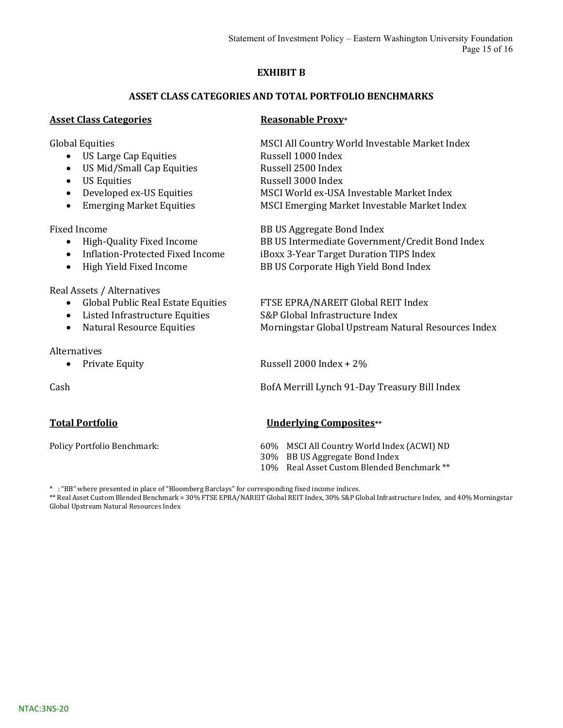## EXHIBIT B

## ASSET CLASS CATEGORIES AND TOTAL PORTFOLIO BENCHMARKS

| Asset Class Categories | Reasonable Proxy* |
|---|---|
| Global Equities | MSCI All Country World Investable Market Index |
| • US Large Cap Equities | Russell 1000 Index |
| • US Mid/Small Cap Equities | Russell 2500 Index |
| • US Equities | Russell 3000 Index |
| • Developed ex-US Equities | MSCI World ex-USA Investable Market Index |
| • Emerging Market Equities | MSCI Emerging Market Investable Market Index |
| Fixed Income | BB US Aggregate Bond Index |
| • High-Quality Fixed Income | BB US Intermediate Government/Credit Bond Index |
| • Inflation-Protected Fixed Income | iBoxx 3-Year Target Duration TIPS Index |
| • High Yield Fixed Income | BB US Corporate High Yield Bond Index |
| Real Assets / Alternatives | |
| • Global Public Real Estate Equities | FTSE EPRA/NAREIT Global REIT Index |
| • Listed Infrastructure Equities | S&P Global Infrastructure Index |
| • Natural Resource Equities | Morningstar Global Upstream Natural Resources Index |
| Alternatives | |
| • Private Equity | Russell 2000 Index + 2% |
| Cash | BofA Merrill Lynch 91-Day Treasury Bill Index |

| Total Portfolio | Underlying Composites** |
|---|---|
| Policy Portfolio Benchmark: | 60% MSCI All Country World Index (ACWI) ND |
| | 30% BB US Aggregate Bond Index |
| | 10% Real Asset Custom Blended Benchmark ** |

\* : "BB" where presented in place of "Bloomberg Barclays" for corresponding fixed income indices.

** Real Asset Custom Blended Benchmark = 30% FTSE EPRA/NAREIT Global REIT Index, 30% S&P Global Infrastructure Index, and 40% Morningstar Global Upstream Natural Resources Index

NTAC:3NS-20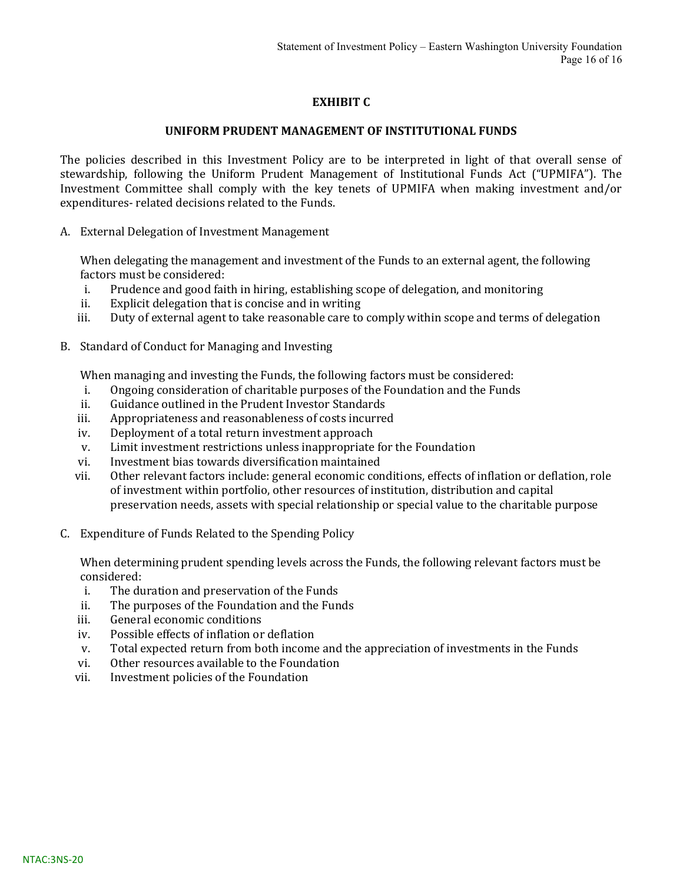## EXHIBIT C

### UNIFORM PRUDENT MANAGEMENT OF INSTITUTIONAL FUNDS

The policies described in this Investment Policy are to be interpreted in light of that overall sense of stewardship, following the Uniform Prudent Management of Institutional Funds Act ("UPMIFA"). The Investment Committee shall comply with the key tenets of UPMIFA when making investment and/or expenditures- related decisions related to the Funds.

A. External Delegation of Investment Management

   When delegating the management and investment of the Funds to an external agent, the following factors must be considered:

   i. Prudence and good faith in hiring, establishing scope of delegation, and monitoring
   ii. Explicit delegation that is concise and in writing
   iii. Duty of external agent to take reasonable care to comply within scope and terms of delegation

B. Standard of Conduct for Managing and Investing

   When managing and investing the Funds, the following factors must be considered:

   i. Ongoing consideration of charitable purposes of the Foundation and the Funds
   ii. Guidance outlined in the Prudent Investor Standards
   iii. Appropriateness and reasonableness of costs incurred
   iv. Deployment of a total return investment approach
   v. Limit investment restrictions unless inappropriate for the Foundation
   vi. Investment bias towards diversification maintained
   vii. Other relevant factors include: general economic conditions, effects of inflation or deflation, role of investment within portfolio, other resources of institution, distribution and capital preservation needs, assets with special relationship or special value to the charitable purpose

C. Expenditure of Funds Related to the Spending Policy

   When determining prudent spending levels across the Funds, the following relevant factors must be considered:

   i. The duration and preservation of the Funds
   ii. The purposes of the Foundation and the Funds
   iii. General economic conditions
   iv. Possible effects of inflation or deflation
   v. Total expected return from both income and the appreciation of investments in the Funds
   vi. Other resources available to the Foundation
   vii. Investment policies of the Foundation

NTAC:3NS-20